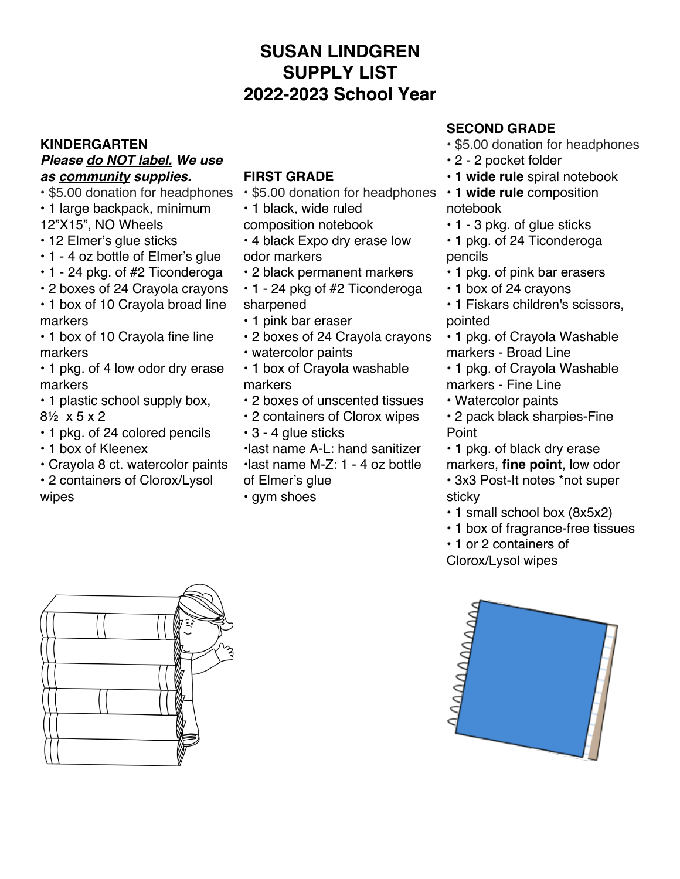# SUSAN LINDGREN
# SUPPLY LIST
# 2022-2023 School Year

## KINDERGARTEN

***Please <u>do NOT label.</u> We use as <u>community</u> supplies.***

- $5.00 donation for headphones
- 1 large backpack, minimum 12"X15", NO Wheels
- 12 Elmer's glue sticks
- 1 - 4 oz bottle of Elmer's glue
- 1 - 24 pkg. of #2 Ticonderoga
- 2 boxes of 24 Crayola crayons
- 1 box of 10 Crayola broad line markers
- 1 box of 10 Crayola fine line markers
- 1 pkg. of 4 low odor dry erase markers
- 1 plastic school supply box, 8½ x 5 x 2
- 1 pkg. of 24 colored pencils
- 1 box of Kleenex
- Crayola 8 ct. watercolor paints
- 2 containers of Clorox/Lysol wipes

## FIRST GRADE

- $5.00 donation for headphones
- 1 black, wide ruled composition notebook
- 4 black Expo dry erase low odor markers
- 2 black permanent markers
- 1 - 24 pkg of #2 Ticonderoga sharpened
- 1 pink bar eraser
- 2 boxes of 24 Crayola crayons
- watercolor paints
- 1 box of Crayola washable markers
- 2 boxes of unscented tissues
- 2 containers of Clorox wipes
- 3 - 4 glue sticks
- last name A-L: hand sanitizer
- last name M-Z: 1 - 4 oz bottle of Elmer's glue
- gym shoes

## SECOND GRADE

- $5.00 donation for headphones
- 2 - 2 pocket folder
- 1 **wide rule** spiral notebook
- 1 **wide rule** composition notebook
- 1 - 3 pkg. of glue sticks
- 1 pkg. of 24 Ticonderoga pencils
- 1 pkg. of pink bar erasers
- 1 box of 24 crayons
- 1 Fiskars children's scissors, pointed
- 1 pkg. of Crayola Washable markers - Broad Line
- 1 pkg. of Crayola Washable markers - Fine Line
- Watercolor paints
- 2 pack black sharpies-Fine Point
- 1 pkg. of black dry erase markers, **fine point**, low odor
- 3x3 Post-It notes *not super sticky
- 1 small school box (8x5x2)
- 1 box of fragrance-free tissues
- 1 or 2 containers of Clorox/Lysol wipes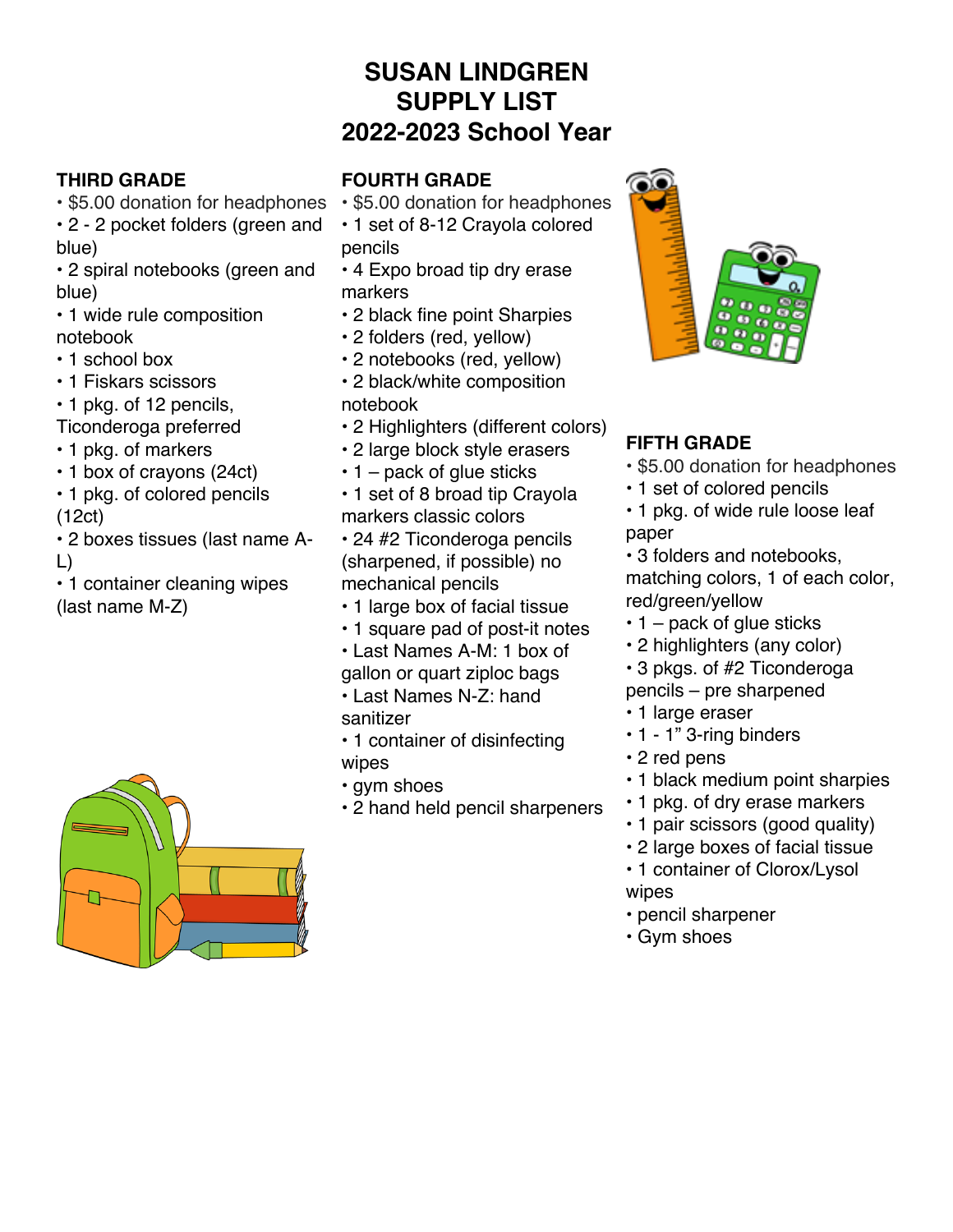# SUSAN LINDGREN SUPPLY LIST 2022-2023 School Year

## THIRD GRADE

- $5.00 donation for headphones
- 2 - 2 pocket folders (green and blue)
- 2 spiral notebooks (green and blue)
- 1 wide rule composition notebook
- 1 school box
- 1 Fiskars scissors
- 1 pkg. of 12 pencils, Ticonderoga preferred
- 1 pkg. of markers
- 1 box of crayons (24ct)
- 1 pkg. of colored pencils (12ct)
- 2 boxes tissues (last name A-L)
- 1 container cleaning wipes (last name M-Z)

## FOURTH GRADE

- $5.00 donation for headphones
- 1 set of 8-12 Crayola colored pencils
- 4 Expo broad tip dry erase markers
- 2 black fine point Sharpies
- 2 folders (red, yellow)
- 2 notebooks (red, yellow)
- 2 black/white composition notebook
- 2 Highlighters (different colors)
- 2 large block style erasers
- 1 – pack of glue sticks
- 1 set of 8 broad tip Crayola markers classic colors
- 24 #2 Ticonderoga pencils (sharpened, if possible) no mechanical pencils
- 1 large box of facial tissue
- 1 square pad of post-it notes
- Last Names A-M: 1 box of gallon or quart ziploc bags
- Last Names N-Z: hand sanitizer
- 1 container of disinfecting wipes
- gym shoes
- 2 hand held pencil sharpeners

## FIFTH GRADE

- $5.00 donation for headphones
- 1 set of colored pencils
- 1 pkg. of wide rule loose leaf paper
- 3 folders and notebooks, matching colors, 1 of each color, red/green/yellow
- 1 – pack of glue sticks
- 2 highlighters (any color)
- 3 pkgs. of #2 Ticonderoga pencils – pre sharpened
- 1 large eraser
- 1 - 1" 3-ring binders
- 2 red pens
- 1 black medium point sharpies
- 1 pkg. of dry erase markers
- 1 pair scissors (good quality)
- 2 large boxes of facial tissue
- 1 container of Clorox/Lysol wipes
- pencil sharpener
- Gym shoes